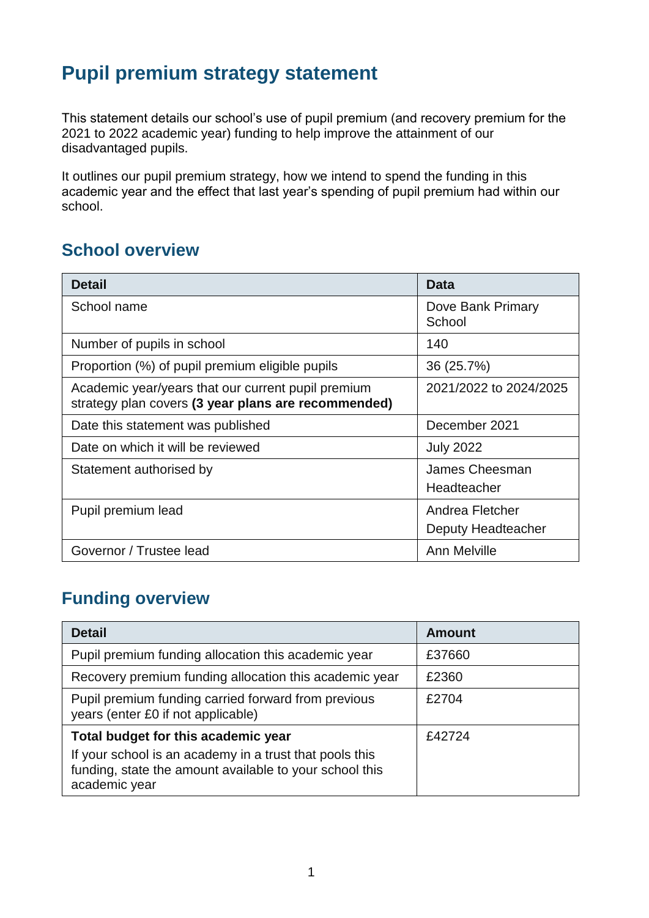# Pupil premium strategy statement

This statement details our school's use of pupil premium (and recovery premium for the 2021 to 2022 academic year) funding to help improve the attainment of our disadvantaged pupils.

It outlines our pupil premium strategy, how we intend to spend the funding in this academic year and the effect that last year's spending of pupil premium had within our school.

## School overview

| Detail | Data |
|---|---|
| School name | Dove Bank Primary School |
| Number of pupils in school | 140 |
| Proportion (%) of pupil premium eligible pupils | 36 (25.7%) |
| Academic year/years that our current pupil premium strategy plan covers **(3 year plans are recommended)** | 2021/2022 to 2024/2025 |
| Date this statement was published | December 2021 |
| Date on which it will be reviewed | July 2022 |
| Statement authorised by | James Cheesman Headteacher |
| Pupil premium lead | Andrea Fletcher Deputy Headteacher |
| Governor / Trustee lead | Ann Melville |

## Funding overview

| Detail | Amount |
|---|---|
| Pupil premium funding allocation this academic year | £37660 |
| Recovery premium funding allocation this academic year | £2360 |
| Pupil premium funding carried forward from previous years (enter £0 if not applicable) | £2704 |
| **Total budget for this academic year** If your school is an academy in a trust that pools this funding, state the amount available to your school this academic year | £42724 |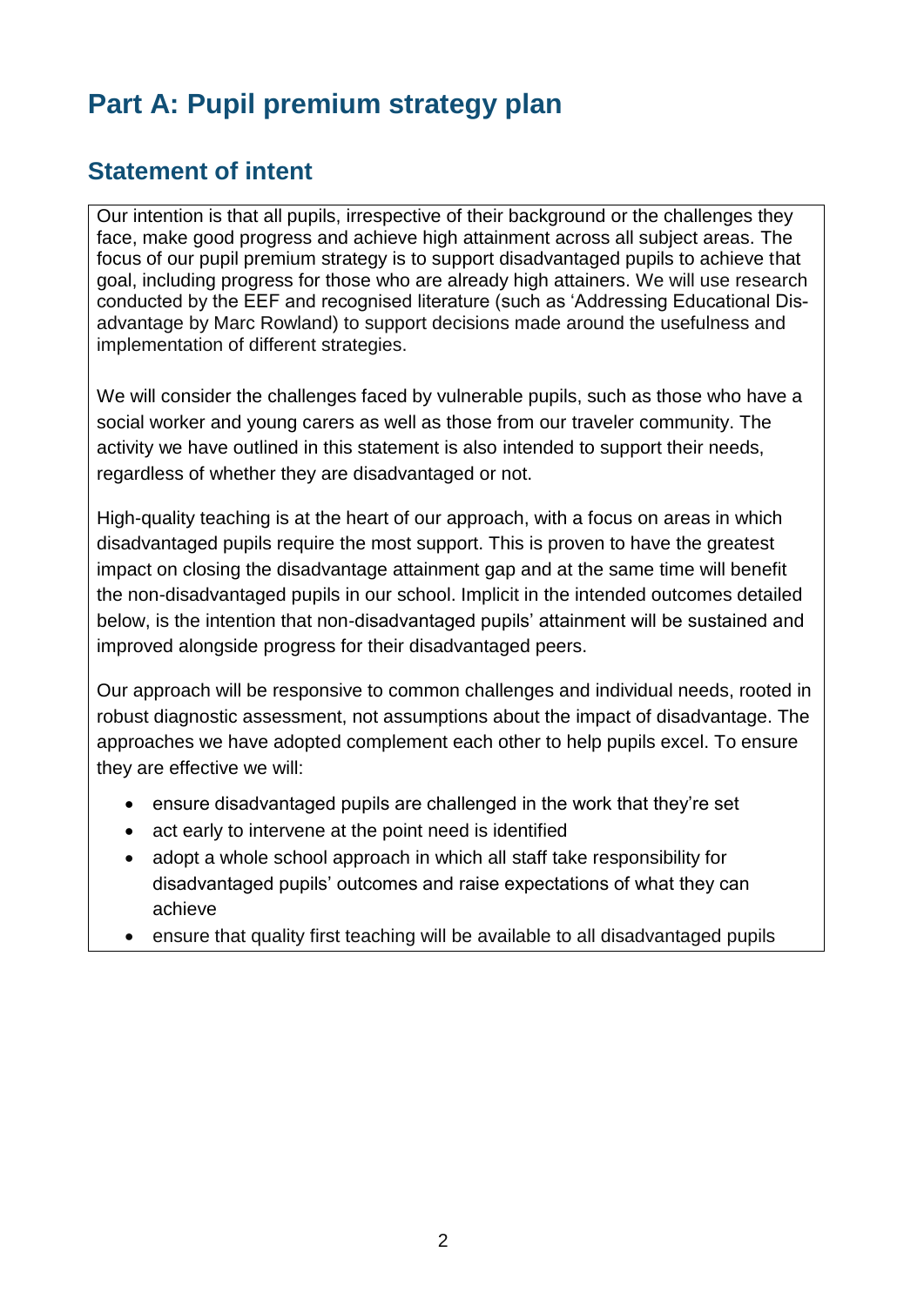# Part A: Pupil premium strategy plan

## Statement of intent

Our intention is that all pupils, irrespective of their background or the challenges they face, make good progress and achieve high attainment across all subject areas. The focus of our pupil premium strategy is to support disadvantaged pupils to achieve that goal, including progress for those who are already high attainers. We will use research conducted by the EEF and recognised literature (such as 'Addressing Educational Dis-advantage by Marc Rowland) to support decisions made around the usefulness and implementation of different strategies.

We will consider the challenges faced by vulnerable pupils, such as those who have a social worker and young carers as well as those from our traveler community. The activity we have outlined in this statement is also intended to support their needs, regardless of whether they are disadvantaged or not.

High-quality teaching is at the heart of our approach, with a focus on areas in which disadvantaged pupils require the most support. This is proven to have the greatest impact on closing the disadvantage attainment gap and at the same time will benefit the non-disadvantaged pupils in our school. Implicit in the intended outcomes detailed below, is the intention that non-disadvantaged pupils' attainment will be sustained and improved alongside progress for their disadvantaged peers.

Our approach will be responsive to common challenges and individual needs, rooted in robust diagnostic assessment, not assumptions about the impact of disadvantage. The approaches we have adopted complement each other to help pupils excel. To ensure they are effective we will:

- ensure disadvantaged pupils are challenged in the work that they're set
- act early to intervene at the point need is identified
- adopt a whole school approach in which all staff take responsibility for disadvantaged pupils' outcomes and raise expectations of what they can achieve
- ensure that quality first teaching will be available to all disadvantaged pupils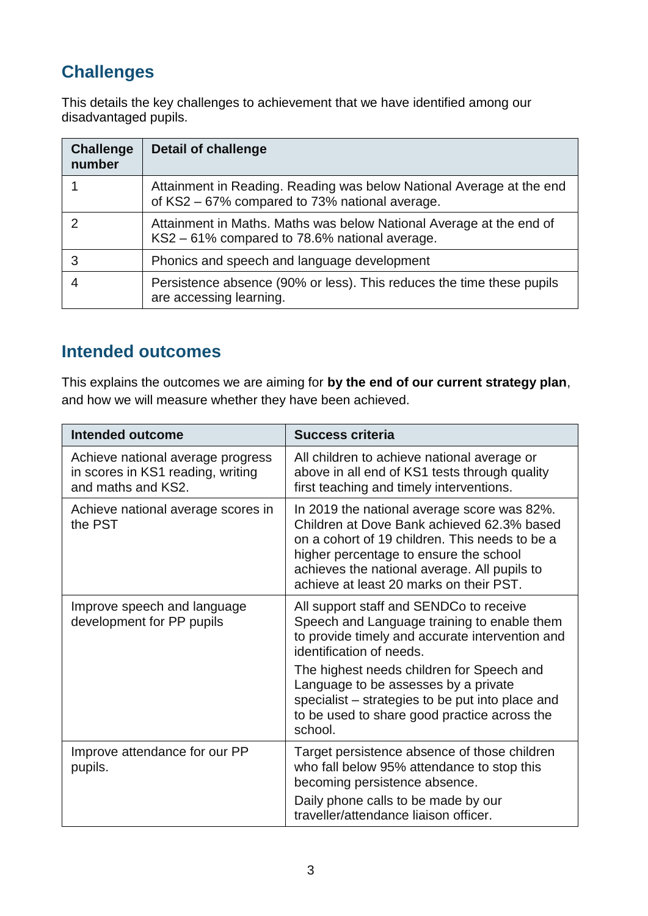## Challenges

This details the key challenges to achievement that we have identified among our disadvantaged pupils.

| Challenge number | Detail of challenge |
| --- | --- |
| 1 | Attainment in Reading. Reading was below National Average at the end of KS2 – 67% compared to 73% national average. |
| 2 | Attainment in Maths. Maths was below National Average at the end of KS2 – 61% compared to 78.6% national average. |
| 3 | Phonics and speech and language development |
| 4 | Persistence absence (90% or less). This reduces the time these pupils are accessing learning. |

## Intended outcomes

This explains the outcomes we are aiming for **by the end of our current strategy plan**, and how we will measure whether they have been achieved.

| Intended outcome | Success criteria |
| --- | --- |
| Achieve national average progress in scores in KS1 reading, writing and maths and KS2. | All children to achieve national average or above in all end of KS1 tests through quality first teaching and timely interventions. |
| Achieve national average scores in the PST | In 2019 the national average score was 82%. Children at Dove Bank achieved 62.3% based on a cohort of 19 children. This needs to be a higher percentage to ensure the school achieves the national average. All pupils to achieve at least 20 marks on their PST. |
| Improve speech and language development for PP pupils | All support staff and SENDCo to receive Speech and Language training to enable them to provide timely and accurate intervention and identification of needs.<br>The highest needs children for Speech and Language to be assesses by a private specialist – strategies to be put into place and to be used to share good practice across the school. |
| Improve attendance for our PP pupils. | Target persistence absence of those children who fall below 95% attendance to stop this becoming persistence absence.<br>Daily phone calls to be made by our traveller/attendance liaison officer. |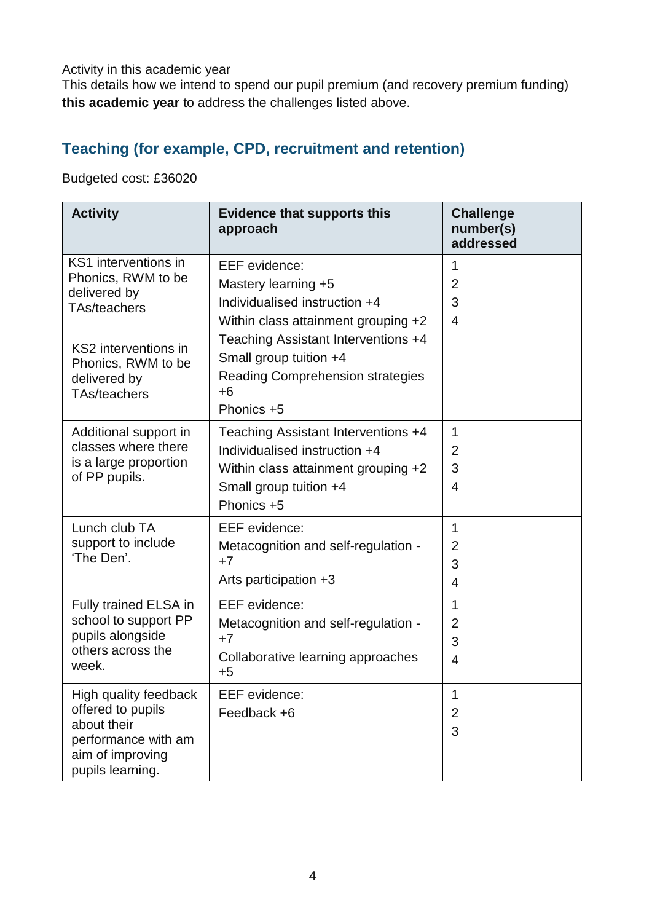Activity in this academic year

This details how we intend to spend our pupil premium (and recovery premium funding) **this academic year** to address the challenges listed above.

## Teaching (for example, CPD, recruitment and retention)

Budgeted cost: £36020

| Activity | Evidence that supports this approach | Challenge number(s) addressed |
|---|---|---|
| KS1 interventions in Phonics, RWM to be delivered by TAs/teachers<br><br>KS2 interventions in Phonics, RWM to be delivered by TAs/teachers | EEF evidence:<br>Mastery learning +5<br>Individualised instruction +4<br>Within class attainment grouping +2<br>Teaching Assistant Interventions +4<br>Small group tuition +4<br>Reading Comprehension strategies +6<br>Phonics +5 | 1<br>2<br>3<br>4 |
| Additional support in classes where there is a large proportion of PP pupils. | Teaching Assistant Interventions +4<br>Individualised instruction +4<br>Within class attainment grouping +2<br>Small group tuition +4<br>Phonics +5 | 1<br>2<br>3<br>4 |
| Lunch club TA support to include 'The Den'. | EEF evidence:<br>Metacognition and self-regulation - +7<br>Arts participation +3 | 1<br>2<br>3<br>4 |
| Fully trained ELSA in school to support PP pupils alongside others across the week. | EEF evidence:<br>Metacognition and self-regulation - +7<br>Collaborative learning approaches +5 | 1<br>2<br>3<br>4 |
| High quality feedback offered to pupils about their performance with am aim of improving pupils learning. | EEF evidence:<br>Feedback +6 | 1<br>2<br>3 |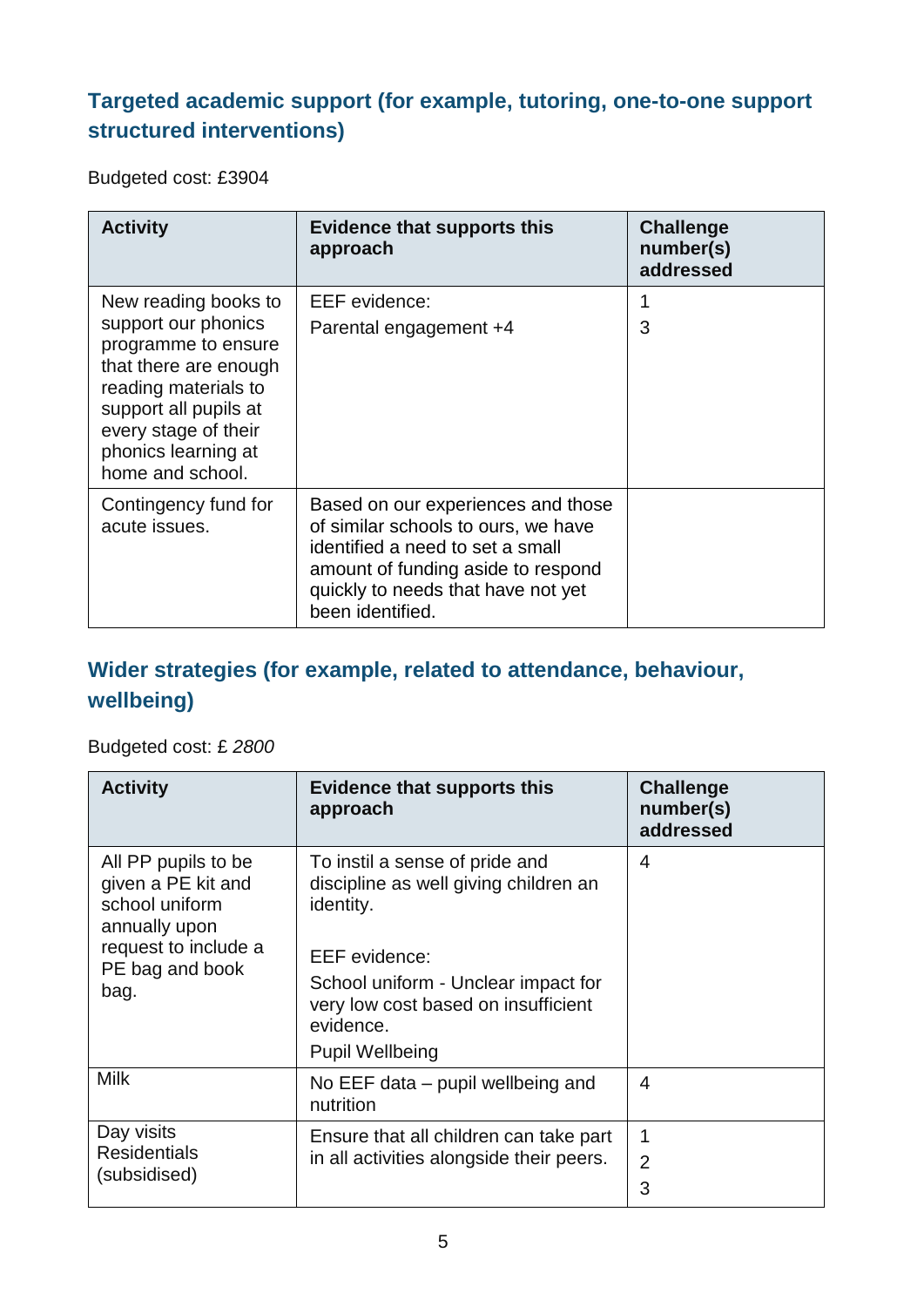## Targeted academic support (for example, tutoring, one-to-one support structured interventions)

Budgeted cost: £3904

| Activity | Evidence that supports this approach | Challenge number(s) addressed |
|---|---|---|
| New reading books to support our phonics programme to ensure that there are enough reading materials to support all pupils at every stage of their phonics learning at home and school. | EEF evidence:<br>Parental engagement +4 | 1<br>3 |
| Contingency fund for acute issues. | Based on our experiences and those of similar schools to ours, we have identified a need to set a small amount of funding aside to respond quickly to needs that have not yet been identified. | |

## Wider strategies (for example, related to attendance, behaviour, wellbeing)

Budgeted cost: £ *2800*

| Activity | Evidence that supports this approach | Challenge number(s) addressed |
|---|---|---|
| All PP pupils to be given a PE kit and school uniform annually upon request to include a PE bag and book bag. | To instil a sense of pride and discipline as well giving children an identity.<br><br>EEF evidence:<br>School uniform - Unclear impact for very low cost based on insufficient evidence.<br>Pupil Wellbeing | 4 |
| Milk | No EEF data – pupil wellbeing and nutrition | 4 |
| Day visits<br>Residentials (subsidised) | Ensure that all children can take part in all activities alongside their peers. | 1<br>2<br>3 |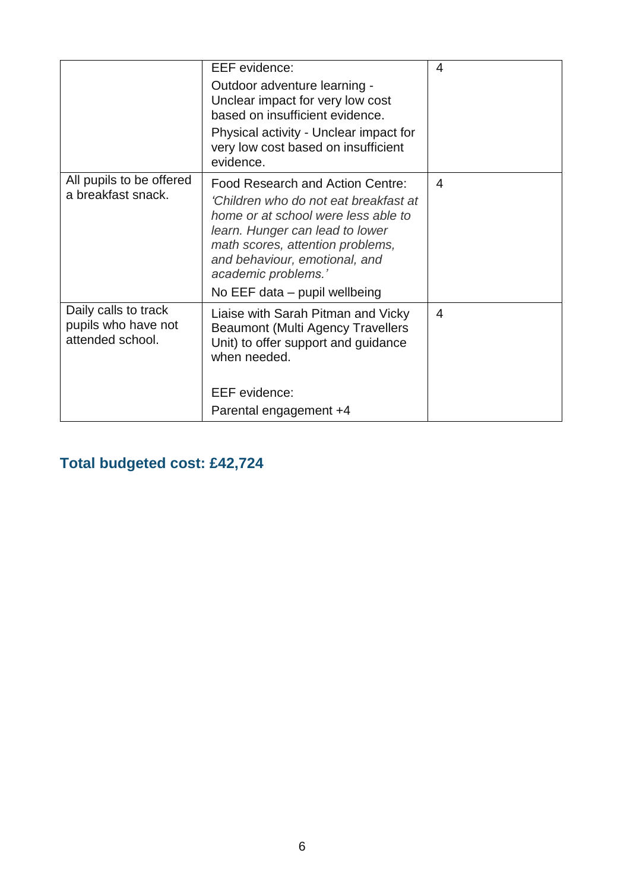| | | |
|---|---|---|
| | EEF evidence:<br>Outdoor adventure learning - Unclear impact for very low cost based on insufficient evidence.<br>Physical activity - Unclear impact for very low cost based on insufficient evidence. | 4 |
| All pupils to be offered a breakfast snack. | Food Research and Action Centre:<br>*'Children who do not eat breakfast at home or at school were less able to learn. Hunger can lead to lower math scores, attention problems, and behaviour, emotional, and academic problems.'*<br>No EEF data – pupil wellbeing | 4 |
| Daily calls to track pupils who have not attended school. | Liaise with Sarah Pitman and Vicky Beaumont (Multi Agency Travellers Unit) to offer support and guidance when needed.<br><br>EEF evidence:<br>Parental engagement +4 | 4 |

## Total budgeted cost: £42,724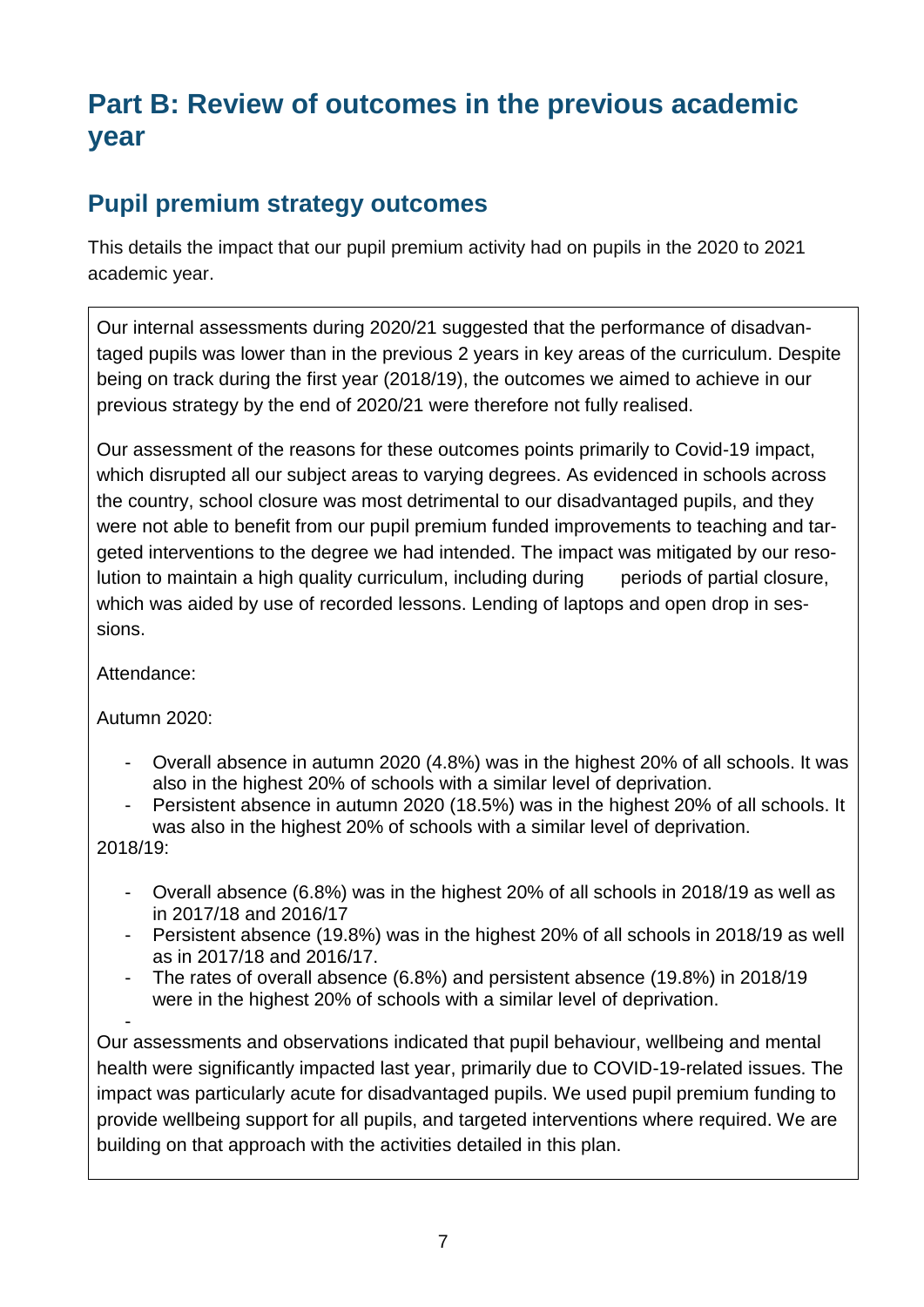# Part B: Review of outcomes in the previous academic year

## Pupil premium strategy outcomes

This details the impact that our pupil premium activity had on pupils in the 2020 to 2021 academic year.

Our internal assessments during 2020/21 suggested that the performance of disadvantaged pupils was lower than in the previous 2 years in key areas of the curriculum. Despite being on track during the first year (2018/19), the outcomes we aimed to achieve in our previous strategy by the end of 2020/21 were therefore not fully realised.

Our assessment of the reasons for these outcomes points primarily to Covid-19 impact, which disrupted all our subject areas to varying degrees. As evidenced in schools across the country, school closure was most detrimental to our disadvantaged pupils, and they were not able to benefit from our pupil premium funded improvements to teaching and targeted interventions to the degree we had intended. The impact was mitigated by our resolution to maintain a high quality curriculum, including during periods of partial closure, which was aided by use of recorded lessons. Lending of laptops and open drop in sessions.

Attendance:

Autumn 2020:

- Overall absence in autumn 2020 (4.8%) was in the highest 20% of all schools. It was also in the highest 20% of schools with a similar level of deprivation.
- Persistent absence in autumn 2020 (18.5%) was in the highest 20% of all schools. It was also in the highest 20% of schools with a similar level of deprivation.

2018/19:

- Overall absence (6.8%) was in the highest 20% of all schools in 2018/19 as well as in 2017/18 and 2016/17
- Persistent absence (19.8%) was in the highest 20% of all schools in 2018/19 as well as in 2017/18 and 2016/17.
- The rates of overall absence (6.8%) and persistent absence (19.8%) in 2018/19 were in the highest 20% of schools with a similar level of deprivation.

Our assessments and observations indicated that pupil behaviour, wellbeing and mental health were significantly impacted last year, primarily due to COVID-19-related issues. The impact was particularly acute for disadvantaged pupils. We used pupil premium funding to provide wellbeing support for all pupils, and targeted interventions where required. We are building on that approach with the activities detailed in this plan.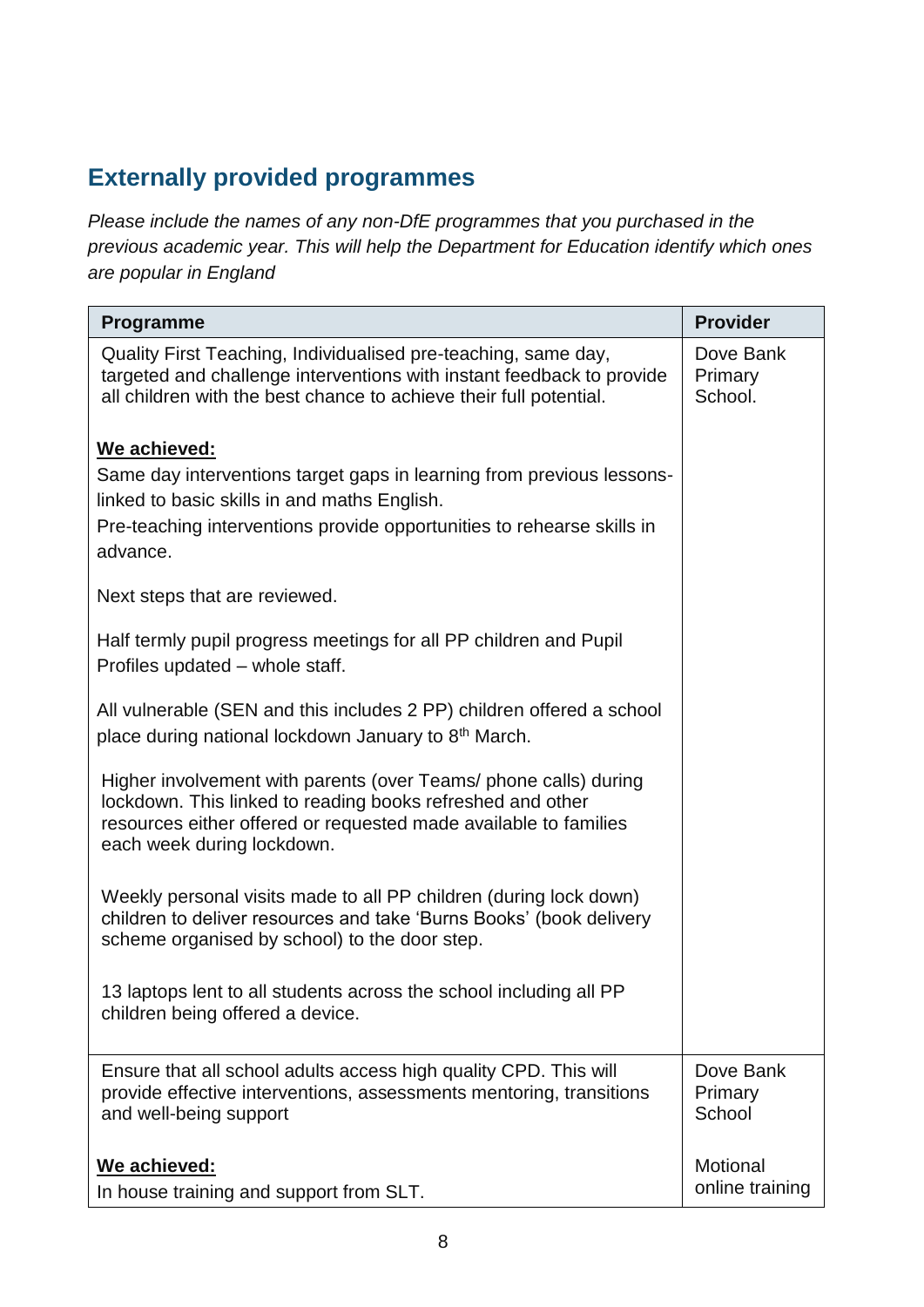## Externally provided programmes

*Please include the names of any non-DfE programmes that you purchased in the previous academic year. This will help the Department for Education identify which ones are popular in England*

| Programme | Provider |
|---|---|
| Quality First Teaching, Individualised pre-teaching, same day, targeted and challenge interventions with instant feedback to provide all children with the best chance to achieve their full potential.<br><br>**<u>We achieved:</u>**<br>Same day interventions target gaps in learning from previous lessons- linked to basic skills in and maths English.<br>Pre-teaching interventions provide opportunities to rehearse skills in advance.<br><br>Next steps that are reviewed.<br><br>Half termly pupil progress meetings for all PP children and Pupil Profiles updated – whole staff.<br><br>All vulnerable (SEN and this includes 2 PP) children offered a school place during national lockdown January to 8th March.<br><br>Higher involvement with parents (over Teams/ phone calls) during lockdown. This linked to reading books refreshed and other resources either offered or requested made available to families each week during lockdown.<br><br>Weekly personal visits made to all PP children (during lock down) children to deliver resources and take 'Burns Books' (book delivery scheme organised by school) to the door step.<br><br>13 laptops lent to all students across the school including all PP children being offered a device. | Dove Bank Primary School. |
| Ensure that all school adults access high quality CPD. This will provide effective interventions, assessments mentoring, transitions and well-being support<br><br>**<u>We achieved:</u>**<br>In house training and support from SLT. | Dove Bank Primary School<br><br>Motional online training |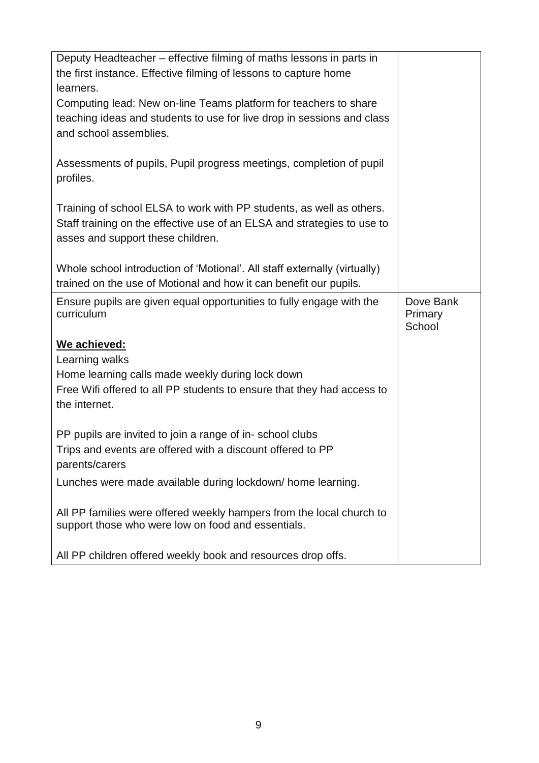| | |
|---|---|
| Deputy Headteacher – effective filming of maths lessons in parts in the first instance. Effective filming of lessons to capture home learners.<br>Computing lead: New on-line Teams platform for teachers to share teaching ideas and students to use for live drop in sessions and class and school assemblies.<br><br>Assessments of pupils, Pupil progress meetings, completion of pupil profiles.<br><br>Training of school ELSA to work with PP students, as well as others. Staff training on the effective use of an ELSA and strategies to use to asses and support these children.<br><br>Whole school introduction of 'Motional'. All staff externally (virtually) trained on the use of Motional and how it can benefit our pupils. | |
| Ensure pupils are given equal opportunities to fully engage with the curriculum<br><br>**We achieved:**<br>Learning walks<br>Home learning calls made weekly during lock down<br>Free Wifi offered to all PP students to ensure that they had access to the internet.<br><br>PP pupils are invited to join a range of in- school clubs<br>Trips and events are offered with a discount offered to PP parents/carers<br>Lunches were made available during lockdown/ home learning.<br><br>All PP families were offered weekly hampers from the local church to support those who were low on food and essentials.<br><br>All PP children offered weekly book and resources drop offs. | Dove Bank Primary School |